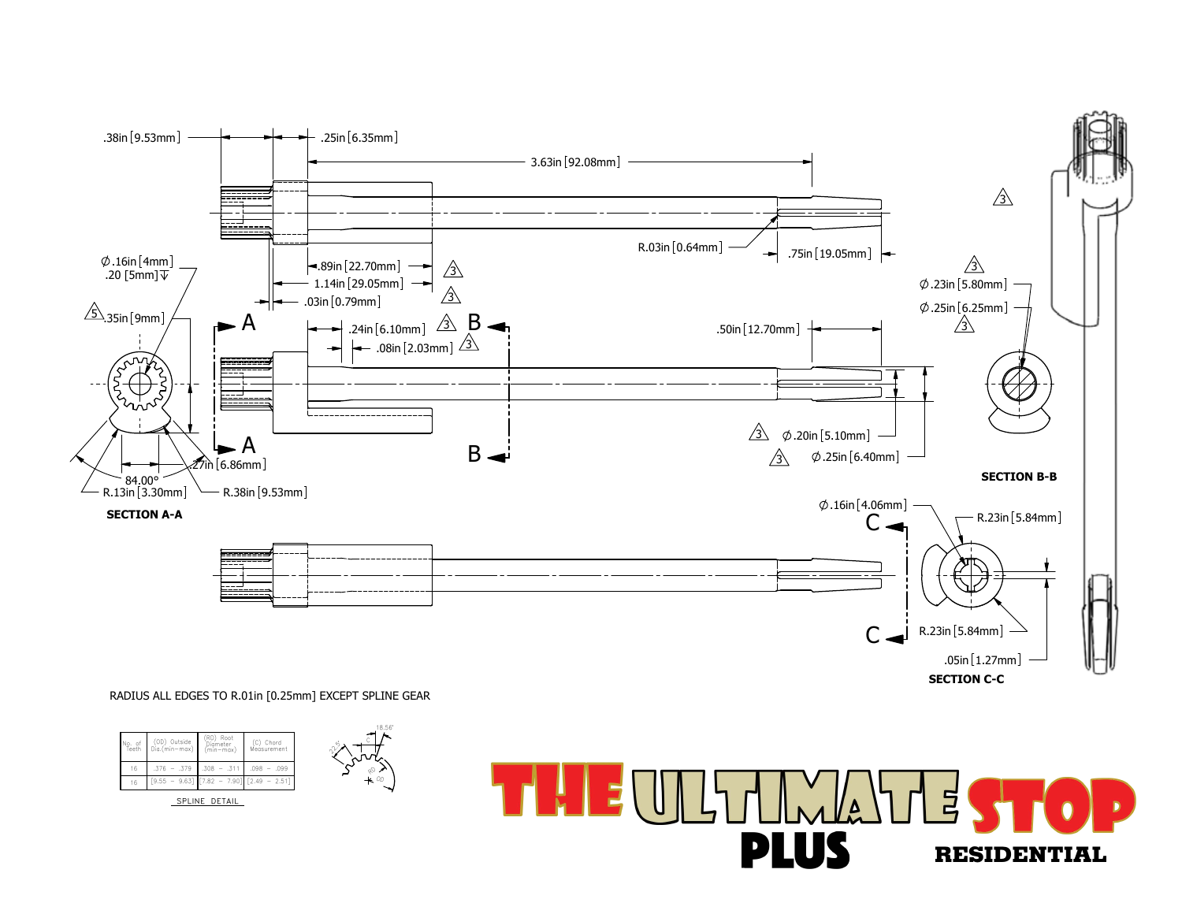RADIUS ALL EDGES TO R.01in [0.25mm] EXCEPT SPLINE GEAR

| No. of Teeth | (OD) Outside Dia.(min–max) | (RD) Root Diameter (min–max) | (C) Chord Measurement |
|---|---|---|---|
| 16 | .376 – .379 | .308 – .311 | .098 – .099 |
| 16 | [9.55 – 9.63] | [7.82 – 7.90] | [2.49 – 2.51] |

SPLINE DETAIL

# THE ULTIMATE STOP PLUS

**RESIDENTIAL**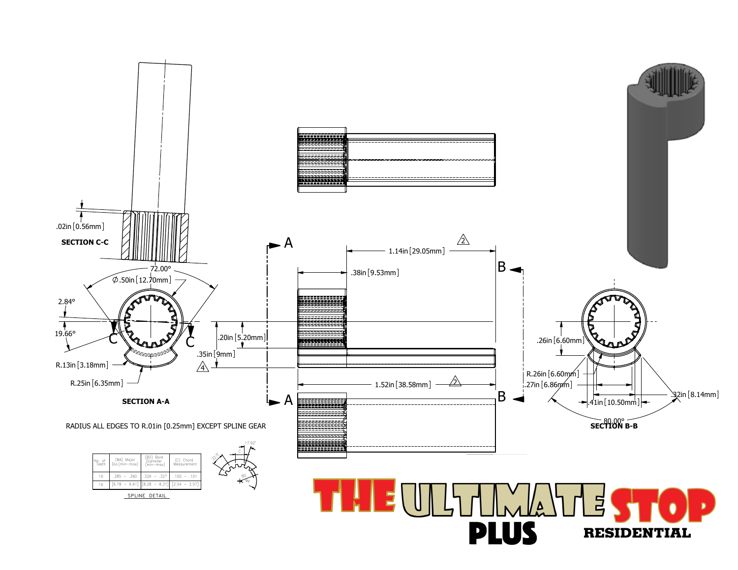.02in [0.56mm]

**SECTION C-C**

72.00°

∅.50in [12.70mm]

2.84°

19.66°

R.13in [3.18mm]

R.25in [6.35mm]

**SECTION A-A**

A

A

1.14in [29.05mm] 2

.38in [9.53mm]

.20in [5.20mm]

.35in [9mm] 4

1.52in [38.58mm] 2

B

B

.26in [6.60mm]

R.26in [6.60mm]

.27in [6.86mm]

.41in [10.50mm]

.32in [8.14mm]

80.00°

**SECTION B-B**

RADIUS ALL EDGES TO R.01in [0.25mm] EXCEPT SPLINE GEAR

| No. of Teeth | (MA) Major Dia.(min–max) | (BO) Bore Diameter (min–max) | (C) Chord Measurement |
|---|---|---|---|
| 16 | .385 – .390 | .326 – .327 | .100 – .101 |
| 16 | [9.78 – 9.91] | [8.28 – 8.31] | [2.54 – 2.57] |

SPLINE DETAIL

17.92°

22.5°

C

BO

MA

# THE ULTIMATE STOP PLUS

RESIDENTIAL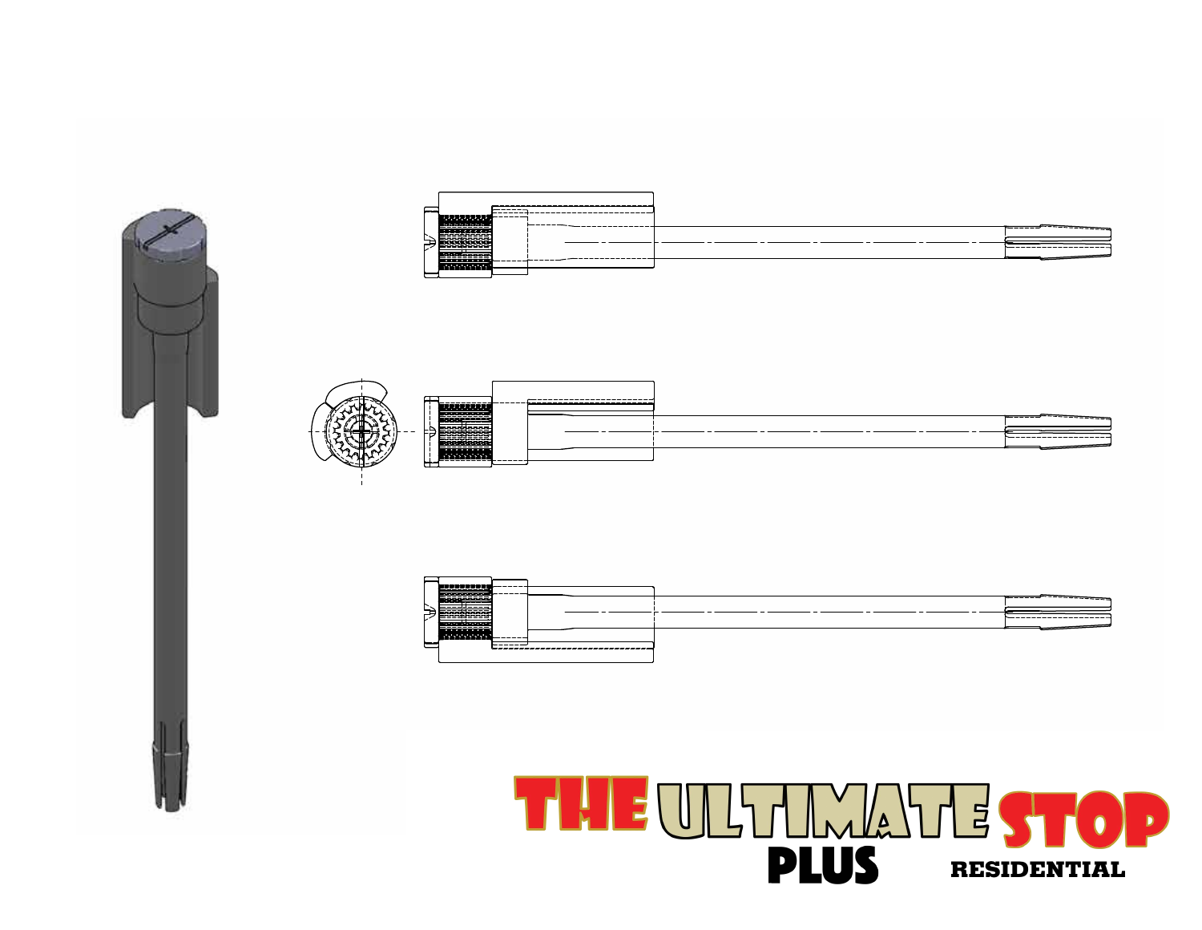THE ULTIMATE STOP

PLUS

RESIDENTIAL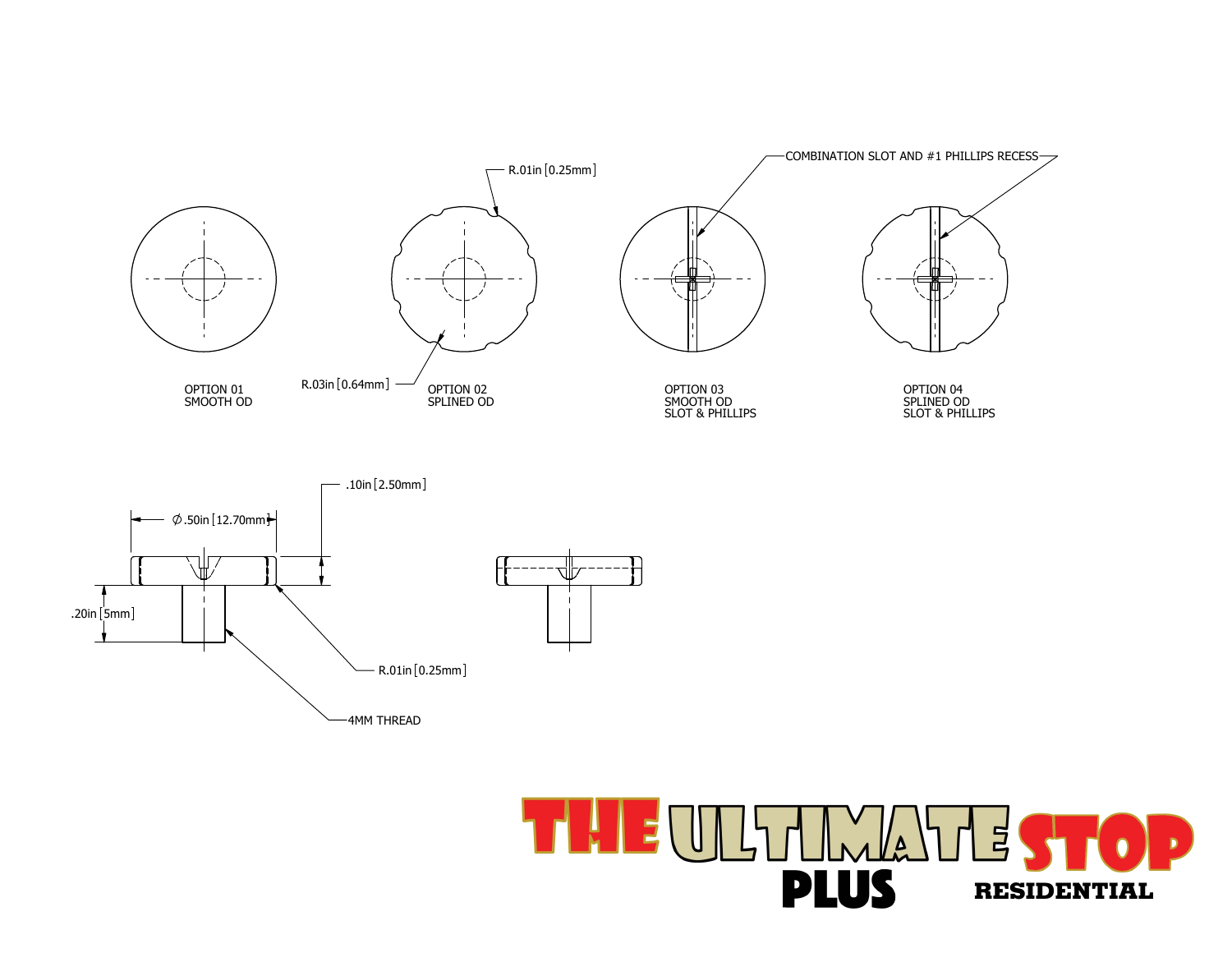R.01in [0.25mm]

COMBINATION SLOT AND #1 PHILLIPS RECESS

R.03in [0.64mm]

OPTION 01
SMOOTH OD

OPTION 02
SPLINED OD

OPTION 03
SMOOTH OD
SLOT & PHILLIPS

OPTION 04
SPLINED OD
SLOT & PHILLIPS

.10in [2.50mm]

Ø.50in [12.70mm]

.20in [5mm]

R.01in [0.25mm]

4MM THREAD

THE ULTIMATE STOP
PLUS
RESIDENTIAL